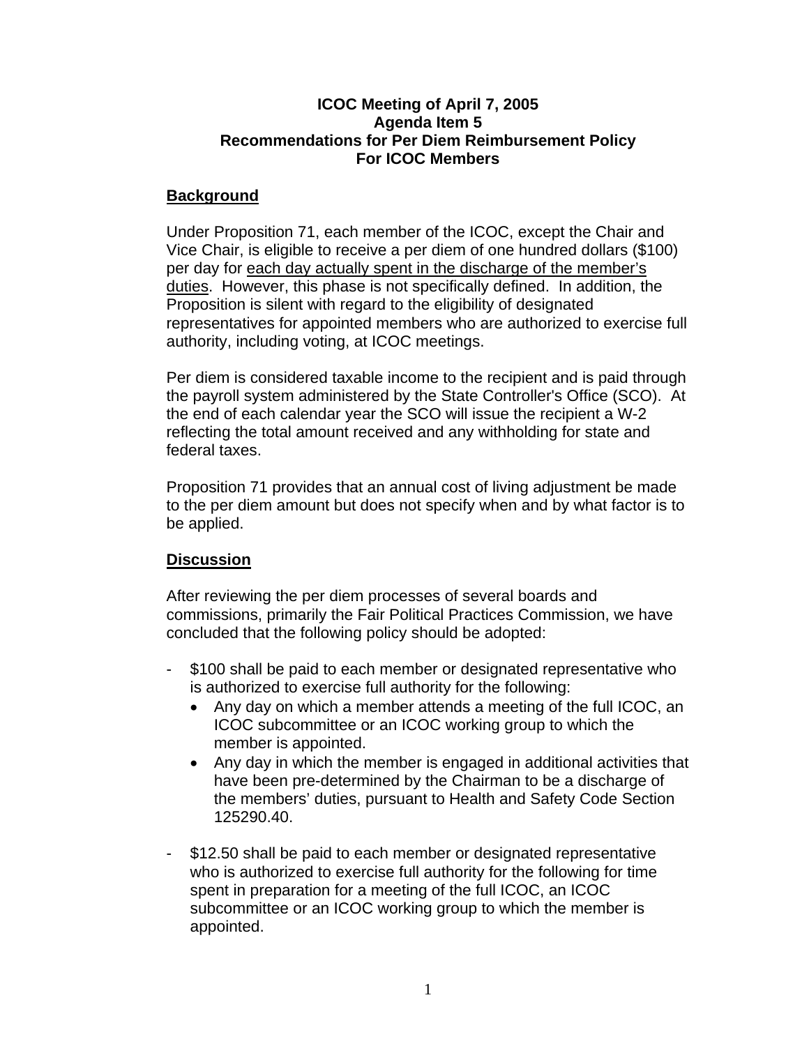**ICOC Meeting of April 7, 2005**
**Agenda Item 5**
**Recommendations for Per Diem Reimbursement Policy**
**For ICOC Members**

## Background

Under Proposition 71, each member of the ICOC, except the Chair and Vice Chair, is eligible to receive a per diem of one hundred dollars ($100) per day for each day actually spent in the discharge of the member's duties. However, this phase is not specifically defined. In addition, the Proposition is silent with regard to the eligibility of designated representatives for appointed members who are authorized to exercise full authority, including voting, at ICOC meetings.

Per diem is considered taxable income to the recipient and is paid through the payroll system administered by the State Controller's Office (SCO). At the end of each calendar year the SCO will issue the recipient a W-2 reflecting the total amount received and any withholding for state and federal taxes.

Proposition 71 provides that an annual cost of living adjustment be made to the per diem amount but does not specify when and by what factor is to be applied.

## Discussion

After reviewing the per diem processes of several boards and commissions, primarily the Fair Political Practices Commission, we have concluded that the following policy should be adopted:

- $100 shall be paid to each member or designated representative who is authorized to exercise full authority for the following:
  - Any day on which a member attends a meeting of the full ICOC, an ICOC subcommittee or an ICOC working group to which the member is appointed.
  - Any day in which the member is engaged in additional activities that have been pre-determined by the Chairman to be a discharge of the members' duties, pursuant to Health and Safety Code Section 125290.40.

- $12.50 shall be paid to each member or designated representative who is authorized to exercise full authority for the following for time spent in preparation for a meeting of the full ICOC, an ICOC subcommittee or an ICOC working group to which the member is appointed.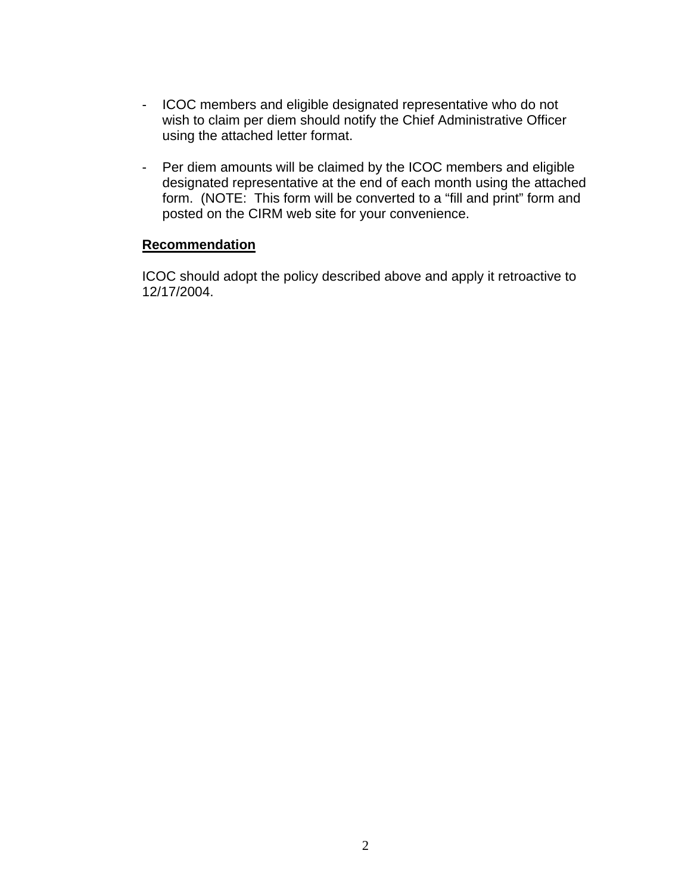- ICOC members and eligible designated representative who do not wish to claim per diem should notify the Chief Administrative Officer using the attached letter format.

- Per diem amounts will be claimed by the ICOC members and eligible designated representative at the end of each month using the attached form. (NOTE: This form will be converted to a "fill and print" form and posted on the CIRM web site for your convenience.

**Recommendation**

ICOC should adopt the policy described above and apply it retroactive to 12/17/2004.